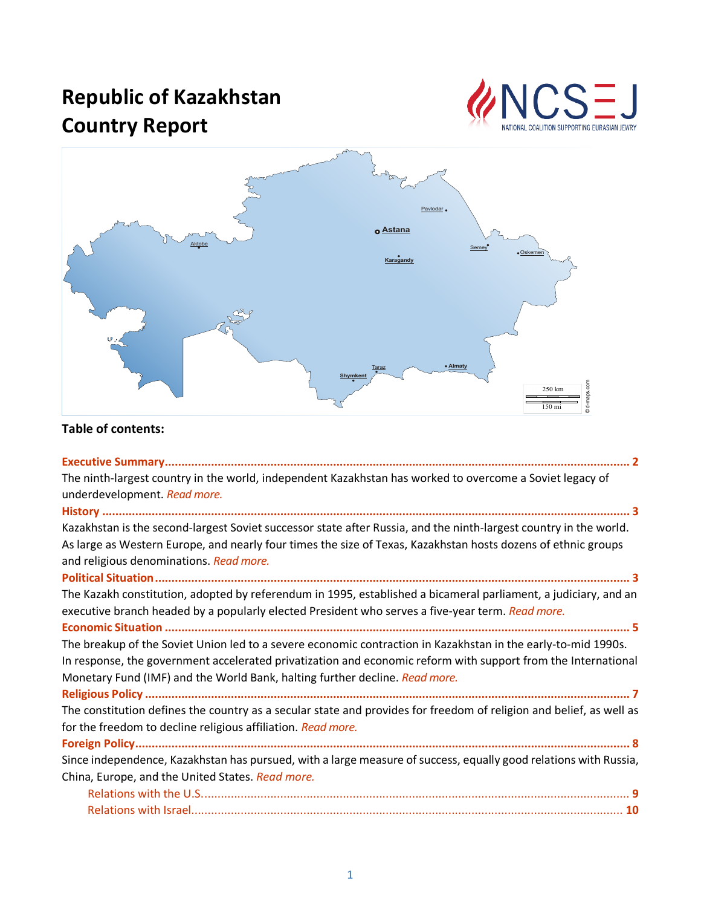# Republic of Kazakhstan Country Report

## Table of contents:

**Executive Summary** ........................................................................................................ 2

The ninth-largest country in the world, independent Kazakhstan has worked to overcome a Soviet legacy of underdevelopment. *Read more.*

**History** ........................................................................................................ 3

Kazakhstan is the second-largest Soviet successor state after Russia, and the ninth-largest country in the world. As large as Western Europe, and nearly four times the size of Texas, Kazakhstan hosts dozens of ethnic groups and religious denominations. *Read more.*

**Political Situation** ........................................................................................................ 3

The Kazakh constitution, adopted by referendum in 1995, established a bicameral parliament, a judiciary, and an executive branch headed by a popularly elected President who serves a five-year term. *Read more.*

**Economic Situation** ........................................................................................................ 5

The breakup of the Soviet Union led to a severe economic contraction in Kazakhstan in the early-to-mid 1990s. In response, the government accelerated privatization and economic reform with support from the International Monetary Fund (IMF) and the World Bank, halting further decline. *Read more.*

**Religious Policy** ........................................................................................................ 7

The constitution defines the country as a secular state and provides for freedom of religion and belief, as well as for the freedom to decline religious affiliation. *Read more.*

**Foreign Policy** ........................................................................................................ 8

Since independence, Kazakhstan has pursued, with a large measure of success, equally good relations with Russia, China, Europe, and the United States. *Read more.*

- Relations with the U.S. ........................................................................................................ 9
- Relations with Israel ........................................................................................................ 10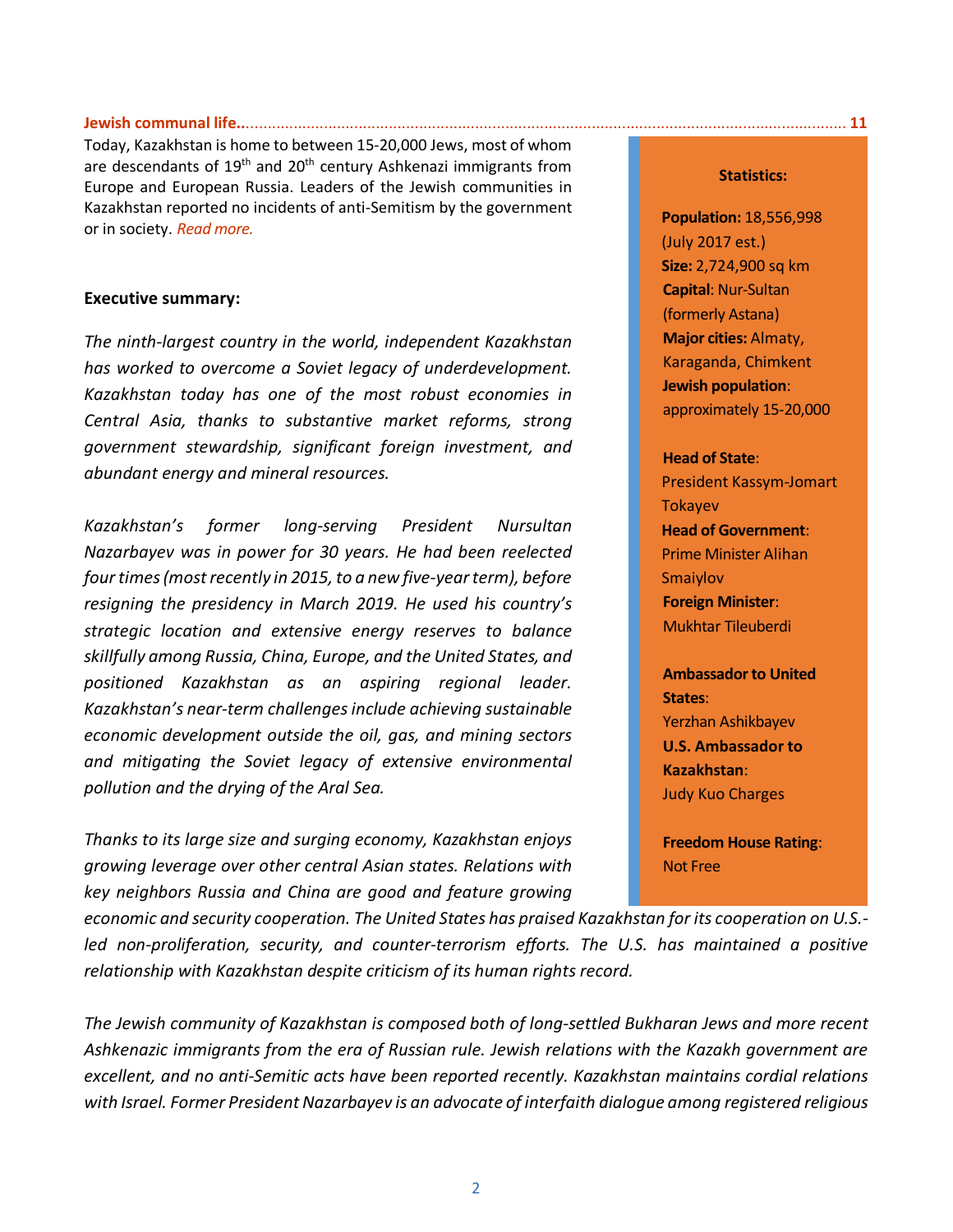**Jewish communal life..............................................................................................................................................11**

Today, Kazakhstan is home to between 15-20,000 Jews, most of whom are descendants of 19th and 20th century Ashkenazi immigrants from Europe and European Russia. Leaders of the Jewish communities in Kazakhstan reported no incidents of anti-Semitism by the government or in society. *Read more.*

**Statistics:**

**Population:** 18,556,998 (July 2017 est.)
**Size:** 2,724,900 sq km
**Capital**: Nur-Sultan (formerly Astana)
**Major cities:** Almaty, Karaganda, Chimkent
**Jewish population**: approximately 15-20,000

**Head of State**: President Kassym-Jomart Tokayev
**Head of Government**: Prime Minister Alihan Smaiylov
**Foreign Minister**: Mukhtar Tileuberdi

**Ambassador to United States**: Yerzhan Ashikbayev
**U.S. Ambassador to Kazakhstan**: Judy Kuo Charges

**Freedom House Rating**: Not Free

**Executive summary:**

*The ninth-largest country in the world, independent Kazakhstan has worked to overcome a Soviet legacy of underdevelopment. Kazakhstan today has one of the most robust economies in Central Asia, thanks to substantive market reforms, strong government stewardship, significant foreign investment, and abundant energy and mineral resources.*

*Kazakhstan's former long-serving President Nursultan Nazarbayev was in power for 30 years. He had been reelected four times (most recently in 2015, to a new five-year term), before resigning the presidency in March 2019. He used his country's strategic location and extensive energy reserves to balance skillfully among Russia, China, Europe, and the United States, and positioned Kazakhstan as an aspiring regional leader. Kazakhstan's near-term challenges include achieving sustainable economic development outside the oil, gas, and mining sectors and mitigating the Soviet legacy of extensive environmental pollution and the drying of the Aral Sea.*

*Thanks to its large size and surging economy, Kazakhstan enjoys growing leverage over other central Asian states. Relations with key neighbors Russia and China are good and feature growing economic and security cooperation. The United States has praised Kazakhstan for its cooperation on U.S.-led non-proliferation, security, and counter-terrorism efforts. The U.S. has maintained a positive relationship with Kazakhstan despite criticism of its human rights record.*

*The Jewish community of Kazakhstan is composed both of long-settled Bukharan Jews and more recent Ashkenazic immigrants from the era of Russian rule. Jewish relations with the Kazakh government are excellent, and no anti-Semitic acts have been reported recently. Kazakhstan maintains cordial relations with Israel. Former President Nazarbayev is an advocate of interfaith dialogue among registered religious*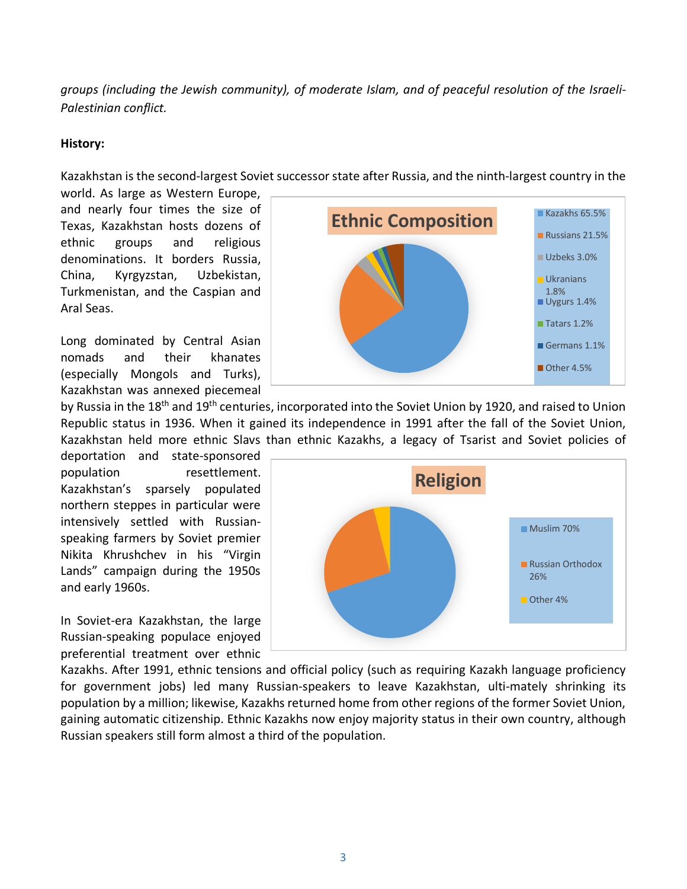*groups (including the Jewish community), of moderate Islam, and of peaceful resolution of the Israeli-Palestinian conflict.*

**History:**

Kazakhstan is the second-largest Soviet successor state after Russia, and the ninth-largest country in the world. As large as Western Europe, and nearly four times the size of Texas, Kazakhstan hosts dozens of ethnic groups and religious denominations. It borders Russia, China, Kyrgyzstan, Uzbekistan, Turkmenistan, and the Caspian and Aral Seas.

**Ethnic Composition**

- Kazakhs 65.5%
- Russians 21.5%
- Uzbeks 3.0%
- Ukranians 1.8%
- Uygurs 1.4%
- Tatars 1.2%
- Germans 1.1%
- Other 4.5%

Long dominated by Central Asian nomads and their khanates (especially Mongols and Turks), Kazakhstan was annexed piecemeal by Russia in the 18th and 19th centuries, incorporated into the Soviet Union by 1920, and raised to Union Republic status in 1936. When it gained its independence in 1991 after the fall of the Soviet Union, Kazakhstan held more ethnic Slavs than ethnic Kazakhs, a legacy of Tsarist and Soviet policies of deportation and state-sponsored population resettlement. Kazakhstan's sparsely populated northern steppes in particular were intensively settled with Russian-speaking farmers by Soviet premier Nikita Khrushchev in his "Virgin Lands" campaign during the 1950s and early 1960s.

**Religion**

- Muslim 70%
- Russian Orthodox 26%
- Other 4%

In Soviet-era Kazakhstan, the large Russian-speaking populace enjoyed preferential treatment over ethnic Kazakhs. After 1991, ethnic tensions and official policy (such as requiring Kazakh language proficiency for government jobs) led many Russian-speakers to leave Kazakhstan, ulti-mately shrinking its population by a million; likewise, Kazakhs returned home from other regions of the former Soviet Union, gaining automatic citizenship. Ethnic Kazakhs now enjoy majority status in their own country, although Russian speakers still form almost a third of the population.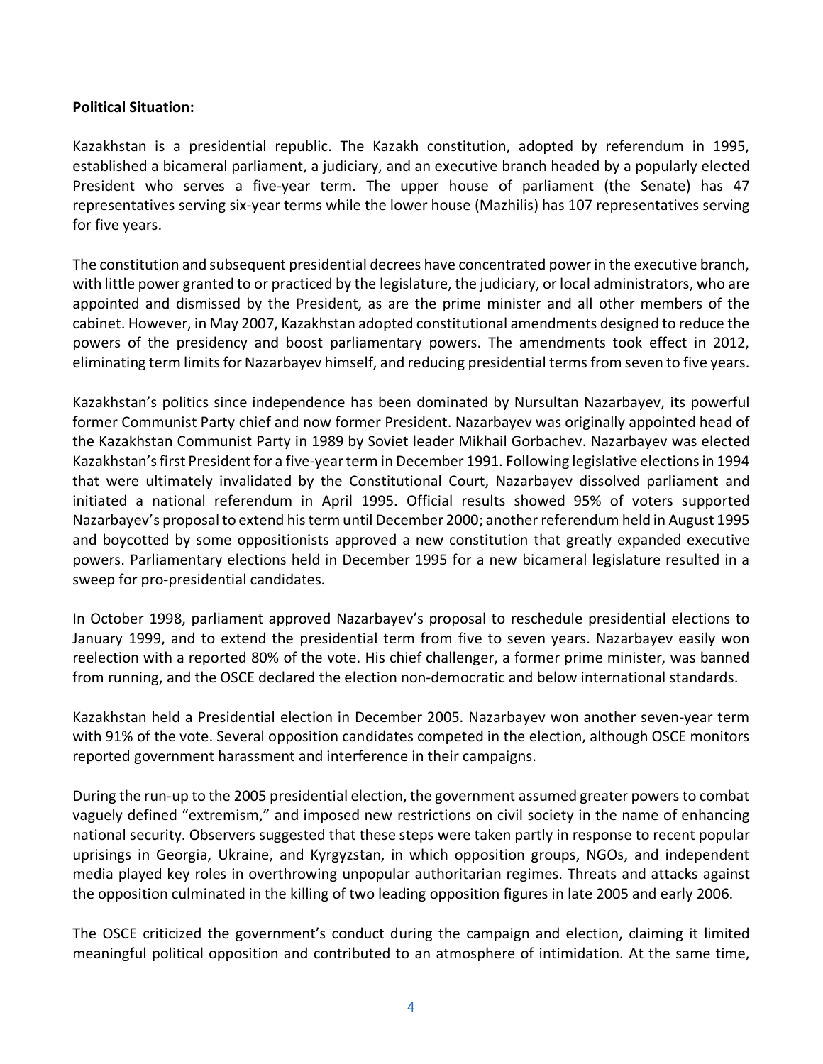**Political Situation:**

Kazakhstan is a presidential republic. The Kazakh constitution, adopted by referendum in 1995, established a bicameral parliament, a judiciary, and an executive branch headed by a popularly elected President who serves a five-year term. The upper house of parliament (the Senate) has 47 representatives serving six-year terms while the lower house (Mazhilis) has 107 representatives serving for five years.

The constitution and subsequent presidential decrees have concentrated power in the executive branch, with little power granted to or practiced by the legislature, the judiciary, or local administrators, who are appointed and dismissed by the President, as are the prime minister and all other members of the cabinet. However, in May 2007, Kazakhstan adopted constitutional amendments designed to reduce the powers of the presidency and boost parliamentary powers. The amendments took effect in 2012, eliminating term limits for Nazarbayev himself, and reducing presidential terms from seven to five years.

Kazakhstan's politics since independence has been dominated by Nursultan Nazarbayev, its powerful former Communist Party chief and now former President. Nazarbayev was originally appointed head of the Kazakhstan Communist Party in 1989 by Soviet leader Mikhail Gorbachev. Nazarbayev was elected Kazakhstan's first President for a five-year term in December 1991. Following legislative elections in 1994 that were ultimately invalidated by the Constitutional Court, Nazarbayev dissolved parliament and initiated a national referendum in April 1995. Official results showed 95% of voters supported Nazarbayev's proposal to extend his term until December 2000; another referendum held in August 1995 and boycotted by some oppositionists approved a new constitution that greatly expanded executive powers. Parliamentary elections held in December 1995 for a new bicameral legislature resulted in a sweep for pro-presidential candidates.

In October 1998, parliament approved Nazarbayev's proposal to reschedule presidential elections to January 1999, and to extend the presidential term from five to seven years. Nazarbayev easily won reelection with a reported 80% of the vote. His chief challenger, a former prime minister, was banned from running, and the OSCE declared the election non-democratic and below international standards.

Kazakhstan held a Presidential election in December 2005. Nazarbayev won another seven-year term with 91% of the vote. Several opposition candidates competed in the election, although OSCE monitors reported government harassment and interference in their campaigns.

During the run-up to the 2005 presidential election, the government assumed greater powers to combat vaguely defined "extremism," and imposed new restrictions on civil society in the name of enhancing national security. Observers suggested that these steps were taken partly in response to recent popular uprisings in Georgia, Ukraine, and Kyrgyzstan, in which opposition groups, NGOs, and independent media played key roles in overthrowing unpopular authoritarian regimes. Threats and attacks against the opposition culminated in the killing of two leading opposition figures in late 2005 and early 2006.

The OSCE criticized the government's conduct during the campaign and election, claiming it limited meaningful political opposition and contributed to an atmosphere of intimidation. At the same time,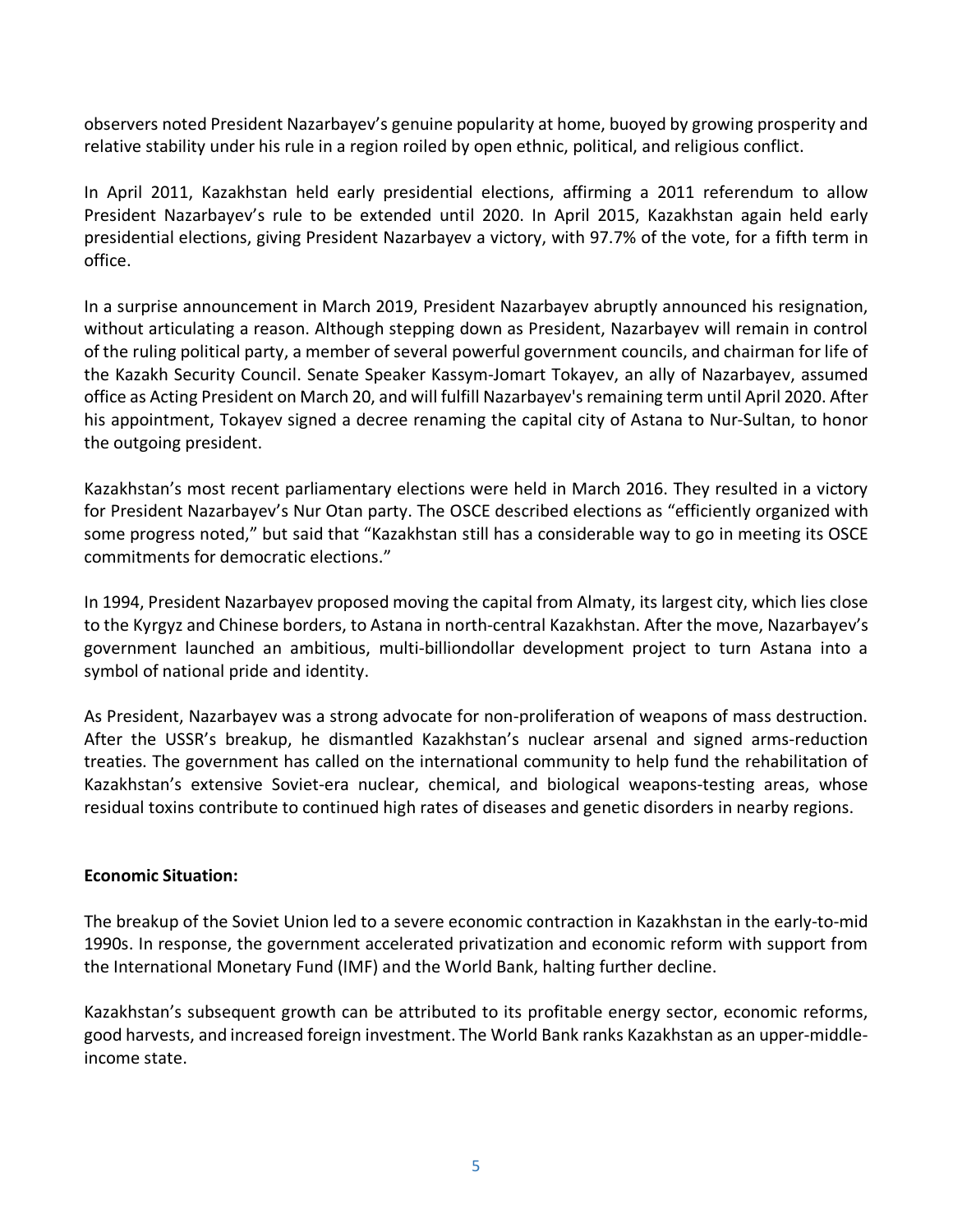observers noted President Nazarbayev's genuine popularity at home, buoyed by growing prosperity and relative stability under his rule in a region roiled by open ethnic, political, and religious conflict.

In April 2011, Kazakhstan held early presidential elections, affirming a 2011 referendum to allow President Nazarbayev's rule to be extended until 2020. In April 2015, Kazakhstan again held early presidential elections, giving President Nazarbayev a victory, with 97.7% of the vote, for a fifth term in office.

In a surprise announcement in March 2019, President Nazarbayev abruptly announced his resignation, without articulating a reason. Although stepping down as President, Nazarbayev will remain in control of the ruling political party, a member of several powerful government councils, and chairman for life of the Kazakh Security Council. Senate Speaker Kassym-Jomart Tokayev, an ally of Nazarbayev, assumed office as Acting President on March 20, and will fulfill Nazarbayev's remaining term until April 2020. After his appointment, Tokayev signed a decree renaming the capital city of Astana to Nur-Sultan, to honor the outgoing president.

Kazakhstan's most recent parliamentary elections were held in March 2016. They resulted in a victory for President Nazarbayev's Nur Otan party. The OSCE described elections as "efficiently organized with some progress noted," but said that "Kazakhstan still has a considerable way to go in meeting its OSCE commitments for democratic elections."

In 1994, President Nazarbayev proposed moving the capital from Almaty, its largest city, which lies close to the Kyrgyz and Chinese borders, to Astana in north-central Kazakhstan. After the move, Nazarbayev's government launched an ambitious, multi-billiondollar development project to turn Astana into a symbol of national pride and identity.

As President, Nazarbayev was a strong advocate for non-proliferation of weapons of mass destruction. After the USSR's breakup, he dismantled Kazakhstan's nuclear arsenal and signed arms-reduction treaties. The government has called on the international community to help fund the rehabilitation of Kazakhstan's extensive Soviet-era nuclear, chemical, and biological weapons-testing areas, whose residual toxins contribute to continued high rates of diseases and genetic disorders in nearby regions.

**Economic Situation:**

The breakup of the Soviet Union led to a severe economic contraction in Kazakhstan in the early-to-mid 1990s. In response, the government accelerated privatization and economic reform with support from the International Monetary Fund (IMF) and the World Bank, halting further decline.

Kazakhstan's subsequent growth can be attributed to its profitable energy sector, economic reforms, good harvests, and increased foreign investment. The World Bank ranks Kazakhstan as an upper-middle-income state.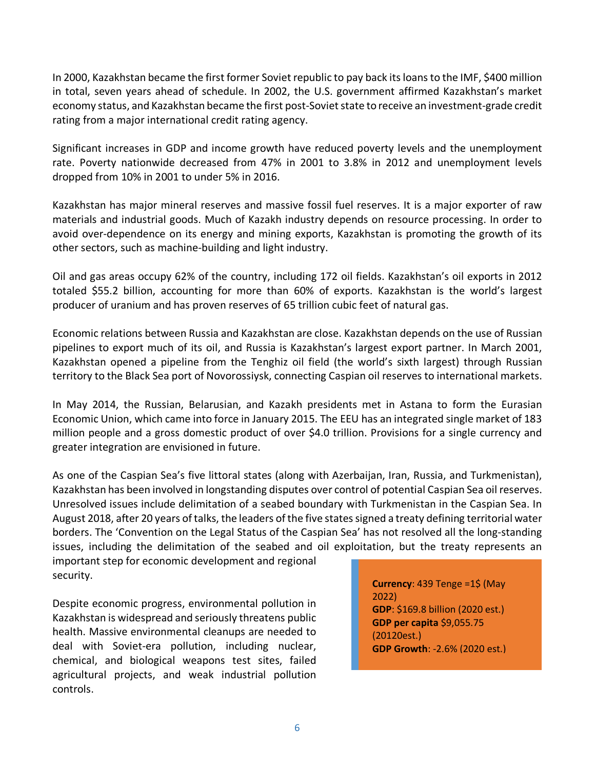In 2000, Kazakhstan became the first former Soviet republic to pay back its loans to the IMF, $400 million in total, seven years ahead of schedule. In 2002, the U.S. government affirmed Kazakhstan's market economy status, and Kazakhstan became the first post-Soviet state to receive an investment-grade credit rating from a major international credit rating agency.

Significant increases in GDP and income growth have reduced poverty levels and the unemployment rate. Poverty nationwide decreased from 47% in 2001 to 3.8% in 2012 and unemployment levels dropped from 10% in 2001 to under 5% in 2016.

Kazakhstan has major mineral reserves and massive fossil fuel reserves. It is a major exporter of raw materials and industrial goods. Much of Kazakh industry depends on resource processing. In order to avoid over-dependence on its energy and mining exports, Kazakhstan is promoting the growth of its other sectors, such as machine-building and light industry.

Oil and gas areas occupy 62% of the country, including 172 oil fields. Kazakhstan's oil exports in 2012 totaled $55.2 billion, accounting for more than 60% of exports. Kazakhstan is the world's largest producer of uranium and has proven reserves of 65 trillion cubic feet of natural gas.

Economic relations between Russia and Kazakhstan are close. Kazakhstan depends on the use of Russian pipelines to export much of its oil, and Russia is Kazakhstan's largest export partner. In March 2001, Kazakhstan opened a pipeline from the Tenghiz oil field (the world's sixth largest) through Russian territory to the Black Sea port of Novorossiysk, connecting Caspian oil reserves to international markets.

In May 2014, the Russian, Belarusian, and Kazakh presidents met in Astana to form the Eurasian Economic Union, which came into force in January 2015. The EEU has an integrated single market of 183 million people and a gross domestic product of over $4.0 trillion. Provisions for a single currency and greater integration are envisioned in future.

As one of the Caspian Sea's five littoral states (along with Azerbaijan, Iran, Russia, and Turkmenistan), Kazakhstan has been involved in longstanding disputes over control of potential Caspian Sea oil reserves. Unresolved issues include delimitation of a seabed boundary with Turkmenistan in the Caspian Sea. In August 2018, after 20 years of talks, the leaders of the five states signed a treaty defining territorial water borders. The 'Convention on the Legal Status of the Caspian Sea' has not resolved all the long-standing issues, including the delimitation of the seabed and oil exploitation, but the treaty represents an important step for economic development and regional security.

Despite economic progress, environmental pollution in Kazakhstan is widespread and seriously threatens public health. Massive environmental cleanups are needed to deal with Soviet-era pollution, including nuclear, chemical, and biological weapons test sites, failed agricultural projects, and weak industrial pollution controls.

**Currency**: 439 Tenge =1$ (May 2022)
**GDP**: $169.8 billion (2020 est.)
**GDP per capita** $9,055.75 (20120est.)
**GDP Growth**: -2.6% (2020 est.)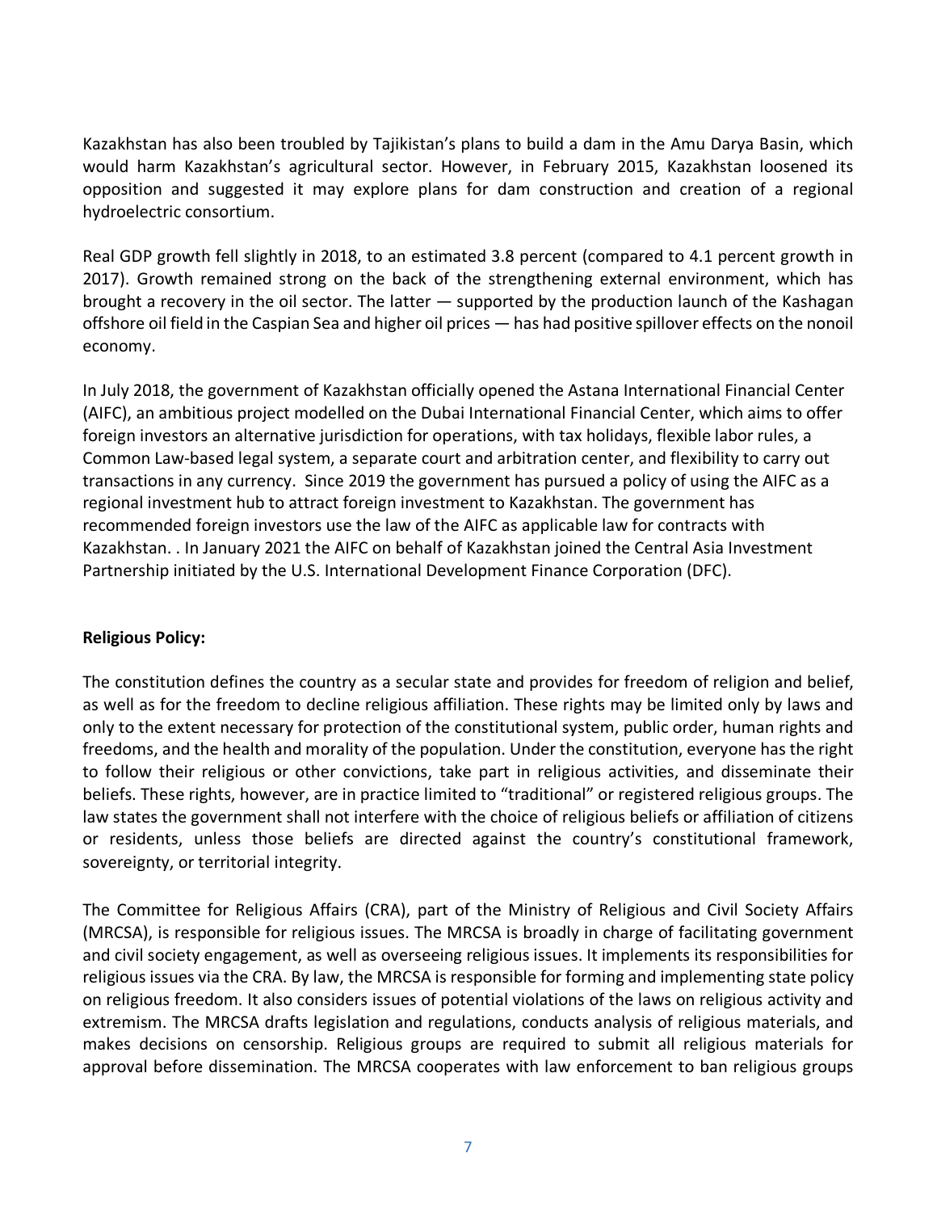Kazakhstan has also been troubled by Tajikistan's plans to build a dam in the Amu Darya Basin, which would harm Kazakhstan's agricultural sector. However, in February 2015, Kazakhstan loosened its opposition and suggested it may explore plans for dam construction and creation of a regional hydroelectric consortium.

Real GDP growth fell slightly in 2018, to an estimated 3.8 percent (compared to 4.1 percent growth in 2017). Growth remained strong on the back of the strengthening external environment, which has brought a recovery in the oil sector. The latter — supported by the production launch of the Kashagan offshore oil field in the Caspian Sea and higher oil prices — has had positive spillover effects on the nonoil economy.

In July 2018, the government of Kazakhstan officially opened the Astana International Financial Center (AIFC), an ambitious project modelled on the Dubai International Financial Center, which aims to offer foreign investors an alternative jurisdiction for operations, with tax holidays, flexible labor rules, a Common Law-based legal system, a separate court and arbitration center, and flexibility to carry out transactions in any currency. Since 2019 the government has pursued a policy of using the AIFC as a regional investment hub to attract foreign investment to Kazakhstan. The government has recommended foreign investors use the law of the AIFC as applicable law for contracts with Kazakhstan. . In January 2021 the AIFC on behalf of Kazakhstan joined the Central Asia Investment Partnership initiated by the U.S. International Development Finance Corporation (DFC).

**Religious Policy:**

The constitution defines the country as a secular state and provides for freedom of religion and belief, as well as for the freedom to decline religious affiliation. These rights may be limited only by laws and only to the extent necessary for protection of the constitutional system, public order, human rights and freedoms, and the health and morality of the population. Under the constitution, everyone has the right to follow their religious or other convictions, take part in religious activities, and disseminate their beliefs. These rights, however, are in practice limited to "traditional" or registered religious groups. The law states the government shall not interfere with the choice of religious beliefs or affiliation of citizens or residents, unless those beliefs are directed against the country's constitutional framework, sovereignty, or territorial integrity.

The Committee for Religious Affairs (CRA), part of the Ministry of Religious and Civil Society Affairs (MRCSA), is responsible for religious issues. The MRCSA is broadly in charge of facilitating government and civil society engagement, as well as overseeing religious issues. It implements its responsibilities for religious issues via the CRA. By law, the MRCSA is responsible for forming and implementing state policy on religious freedom. It also considers issues of potential violations of the laws on religious activity and extremism. The MRCSA drafts legislation and regulations, conducts analysis of religious materials, and makes decisions on censorship. Religious groups are required to submit all religious materials for approval before dissemination. The MRCSA cooperates with law enforcement to ban religious groups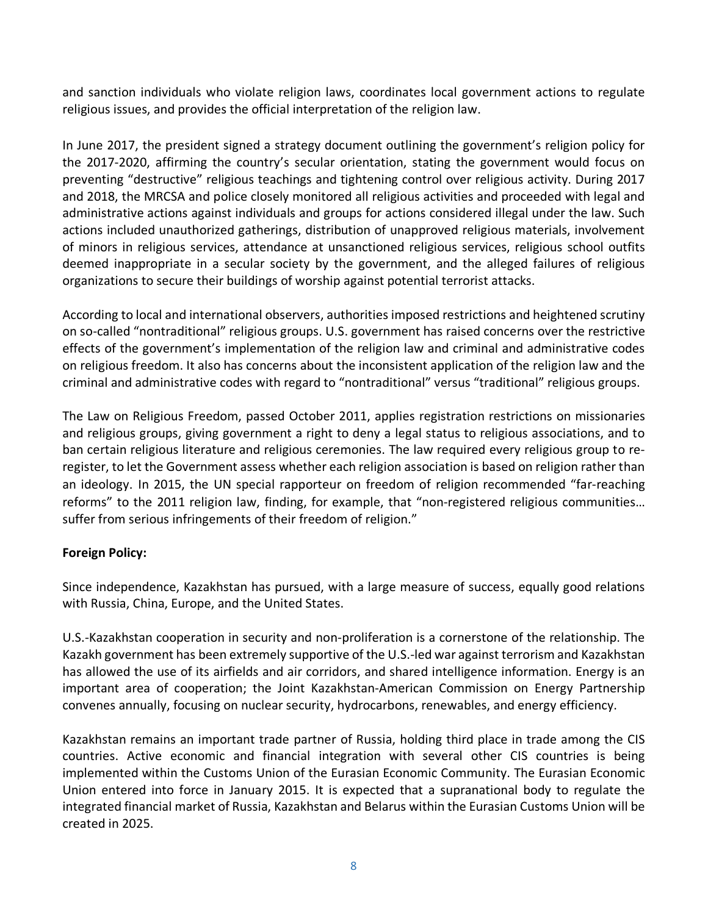and sanction individuals who violate religion laws, coordinates local government actions to regulate religious issues, and provides the official interpretation of the religion law.

In June 2017, the president signed a strategy document outlining the government's religion policy for the 2017-2020, affirming the country's secular orientation, stating the government would focus on preventing "destructive" religious teachings and tightening control over religious activity. During 2017 and 2018, the MRCSA and police closely monitored all religious activities and proceeded with legal and administrative actions against individuals and groups for actions considered illegal under the law. Such actions included unauthorized gatherings, distribution of unapproved religious materials, involvement of minors in religious services, attendance at unsanctioned religious services, religious school outfits deemed inappropriate in a secular society by the government, and the alleged failures of religious organizations to secure their buildings of worship against potential terrorist attacks.

According to local and international observers, authorities imposed restrictions and heightened scrutiny on so-called "nontraditional" religious groups. U.S. government has raised concerns over the restrictive effects of the government's implementation of the religion law and criminal and administrative codes on religious freedom. It also has concerns about the inconsistent application of the religion law and the criminal and administrative codes with regard to "nontraditional" versus "traditional" religious groups.

The Law on Religious Freedom, passed October 2011, applies registration restrictions on missionaries and religious groups, giving government a right to deny a legal status to religious associations, and to ban certain religious literature and religious ceremonies. The law required every religious group to re-register, to let the Government assess whether each religion association is based on religion rather than an ideology. In 2015, the UN special rapporteur on freedom of religion recommended "far-reaching reforms" to the 2011 religion law, finding, for example, that "non-registered religious communities… suffer from serious infringements of their freedom of religion."

**Foreign Policy:**

Since independence, Kazakhstan has pursued, with a large measure of success, equally good relations with Russia, China, Europe, and the United States.

U.S.-Kazakhstan cooperation in security and non-proliferation is a cornerstone of the relationship. The Kazakh government has been extremely supportive of the U.S.-led war against terrorism and Kazakhstan has allowed the use of its airfields and air corridors, and shared intelligence information. Energy is an important area of cooperation; the Joint Kazakhstan-American Commission on Energy Partnership convenes annually, focusing on nuclear security, hydrocarbons, renewables, and energy efficiency.

Kazakhstan remains an important trade partner of Russia, holding third place in trade among the CIS countries. Active economic and financial integration with several other CIS countries is being implemented within the Customs Union of the Eurasian Economic Community. The Eurasian Economic Union entered into force in January 2015. It is expected that a supranational body to regulate the integrated financial market of Russia, Kazakhstan and Belarus within the Eurasian Customs Union will be created in 2025.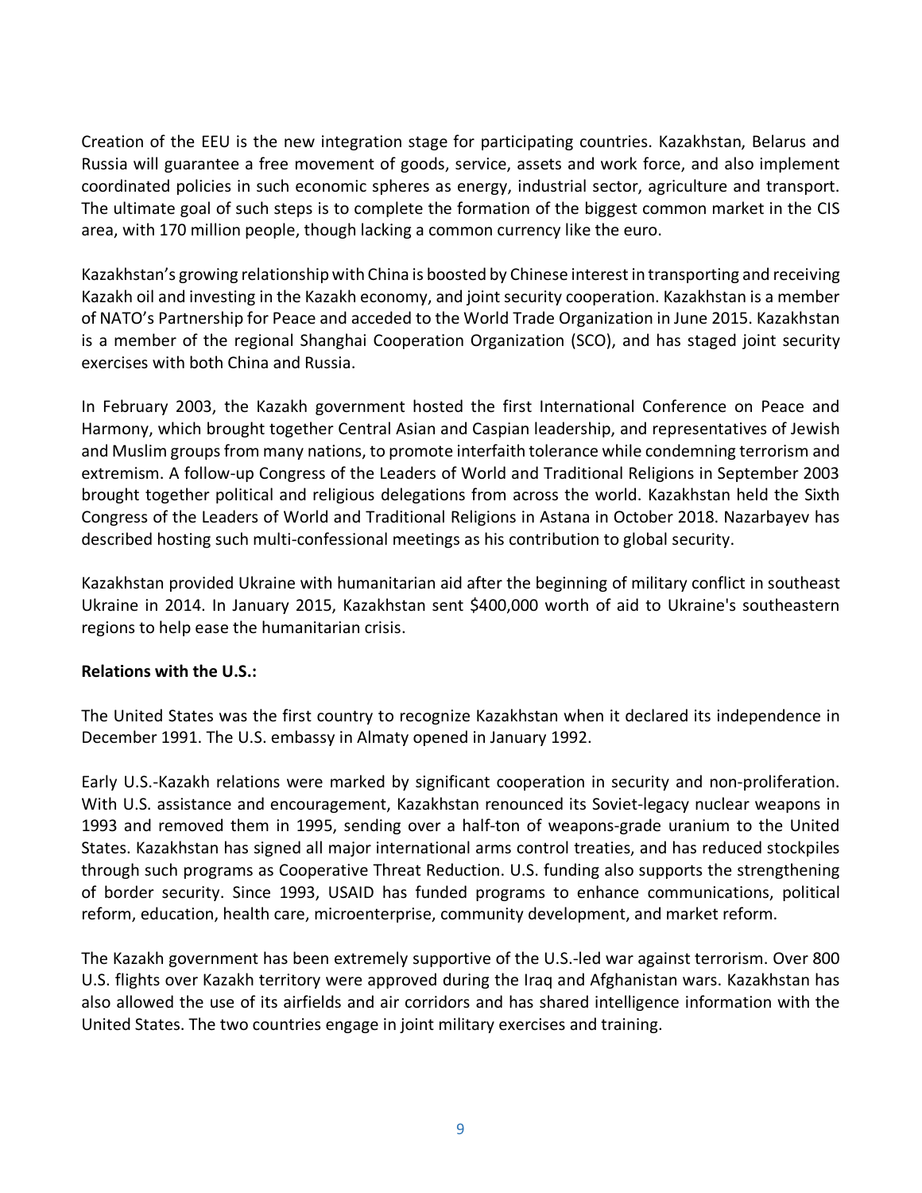Creation of the EEU is the new integration stage for participating countries. Kazakhstan, Belarus and Russia will guarantee a free movement of goods, service, assets and work force, and also implement coordinated policies in such economic spheres as energy, industrial sector, agriculture and transport. The ultimate goal of such steps is to complete the formation of the biggest common market in the CIS area, with 170 million people, though lacking a common currency like the euro.

Kazakhstan's growing relationship with China is boosted by Chinese interest in transporting and receiving Kazakh oil and investing in the Kazakh economy, and joint security cooperation. Kazakhstan is a member of NATO's Partnership for Peace and acceded to the World Trade Organization in June 2015. Kazakhstan is a member of the regional Shanghai Cooperation Organization (SCO), and has staged joint security exercises with both China and Russia.

In February 2003, the Kazakh government hosted the first International Conference on Peace and Harmony, which brought together Central Asian and Caspian leadership, and representatives of Jewish and Muslim groups from many nations, to promote interfaith tolerance while condemning terrorism and extremism. A follow-up Congress of the Leaders of World and Traditional Religions in September 2003 brought together political and religious delegations from across the world. Kazakhstan held the Sixth Congress of the Leaders of World and Traditional Religions in Astana in October 2018. Nazarbayev has described hosting such multi-confessional meetings as his contribution to global security.

Kazakhstan provided Ukraine with humanitarian aid after the beginning of military conflict in southeast Ukraine in 2014. In January 2015, Kazakhstan sent $400,000 worth of aid to Ukraine's southeastern regions to help ease the humanitarian crisis.

**Relations with the U.S.:**

The United States was the first country to recognize Kazakhstan when it declared its independence in December 1991. The U.S. embassy in Almaty opened in January 1992.

Early U.S.-Kazakh relations were marked by significant cooperation in security and non-proliferation. With U.S. assistance and encouragement, Kazakhstan renounced its Soviet-legacy nuclear weapons in 1993 and removed them in 1995, sending over a half-ton of weapons-grade uranium to the United States. Kazakhstan has signed all major international arms control treaties, and has reduced stockpiles through such programs as Cooperative Threat Reduction. U.S. funding also supports the strengthening of border security. Since 1993, USAID has funded programs to enhance communications, political reform, education, health care, microenterprise, community development, and market reform.

The Kazakh government has been extremely supportive of the U.S.-led war against terrorism. Over 800 U.S. flights over Kazakh territory were approved during the Iraq and Afghanistan wars. Kazakhstan has also allowed the use of its airfields and air corridors and has shared intelligence information with the United States. The two countries engage in joint military exercises and training.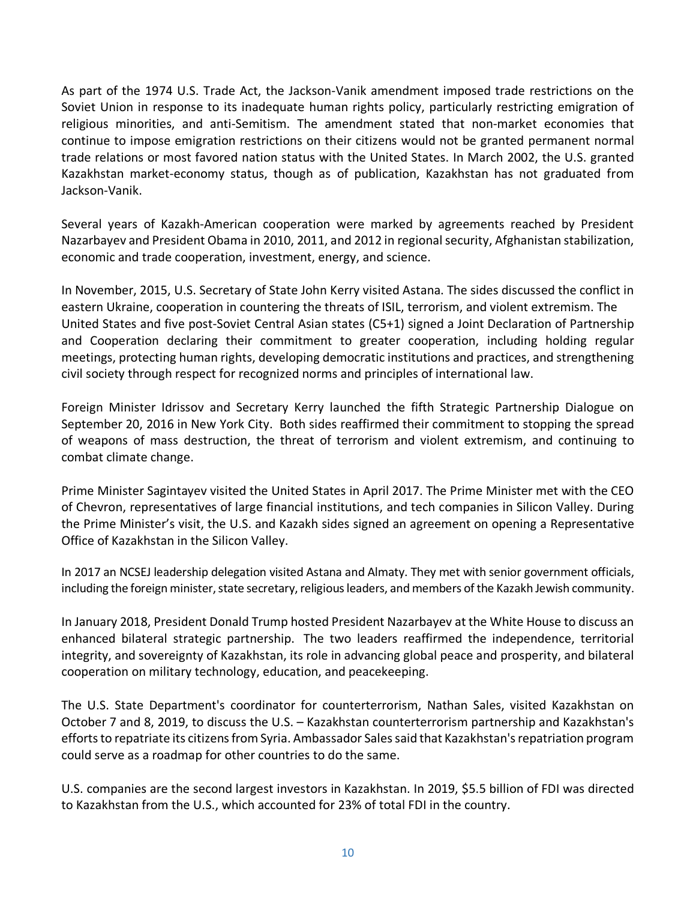As part of the 1974 U.S. Trade Act, the Jackson-Vanik amendment imposed trade restrictions on the Soviet Union in response to its inadequate human rights policy, particularly restricting emigration of religious minorities, and anti-Semitism. The amendment stated that non-market economies that continue to impose emigration restrictions on their citizens would not be granted permanent normal trade relations or most favored nation status with the United States. In March 2002, the U.S. granted Kazakhstan market-economy status, though as of publication, Kazakhstan has not graduated from Jackson-Vanik.

Several years of Kazakh-American cooperation were marked by agreements reached by President Nazarbayev and President Obama in 2010, 2011, and 2012 in regional security, Afghanistan stabilization, economic and trade cooperation, investment, energy, and science.

In November, 2015, U.S. Secretary of State John Kerry visited Astana. The sides discussed the conflict in eastern Ukraine, cooperation in countering the threats of ISIL, terrorism, and violent extremism. The United States and five post-Soviet Central Asian states (C5+1) signed a Joint Declaration of Partnership and Cooperation declaring their commitment to greater cooperation, including holding regular meetings, protecting human rights, developing democratic institutions and practices, and strengthening civil society through respect for recognized norms and principles of international law.

Foreign Minister Idrissov and Secretary Kerry launched the fifth Strategic Partnership Dialogue on September 20, 2016 in New York City. Both sides reaffirmed their commitment to stopping the spread of weapons of mass destruction, the threat of terrorism and violent extremism, and continuing to combat climate change.

Prime Minister Sagintayev visited the United States in April 2017. The Prime Minister met with the CEO of Chevron, representatives of large financial institutions, and tech companies in Silicon Valley. During the Prime Minister's visit, the U.S. and Kazakh sides signed an agreement on opening a Representative Office of Kazakhstan in the Silicon Valley.

In 2017 an NCSEJ leadership delegation visited Astana and Almaty. They met with senior government officials, including the foreign minister, state secretary, religious leaders, and members of the Kazakh Jewish community.

In January 2018, President Donald Trump hosted President Nazarbayev at the White House to discuss an enhanced bilateral strategic partnership. The two leaders reaffirmed the independence, territorial integrity, and sovereignty of Kazakhstan, its role in advancing global peace and prosperity, and bilateral cooperation on military technology, education, and peacekeeping.

The U.S. State Department's coordinator for counterterrorism, Nathan Sales, visited Kazakhstan on October 7 and 8, 2019, to discuss the U.S. – Kazakhstan counterterrorism partnership and Kazakhstan's efforts to repatriate its citizens from Syria. Ambassador Sales said that Kazakhstan's repatriation program could serve as a roadmap for other countries to do the same.

U.S. companies are the second largest investors in Kazakhstan. In 2019, $5.5 billion of FDI was directed to Kazakhstan from the U.S., which accounted for 23% of total FDI in the country.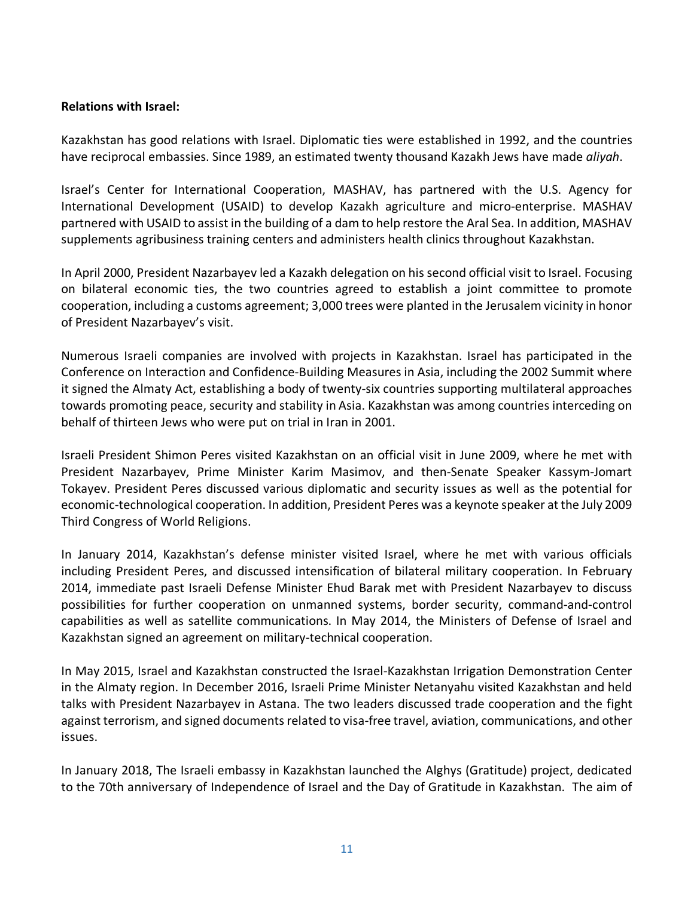**Relations with Israel:**

Kazakhstan has good relations with Israel. Diplomatic ties were established in 1992, and the countries have reciprocal embassies. Since 1989, an estimated twenty thousand Kazakh Jews have made *aliyah*.

Israel's Center for International Cooperation, MASHAV, has partnered with the U.S. Agency for International Development (USAID) to develop Kazakh agriculture and micro-enterprise. MASHAV partnered with USAID to assist in the building of a dam to help restore the Aral Sea. In addition, MASHAV supplements agribusiness training centers and administers health clinics throughout Kazakhstan.

In April 2000, President Nazarbayev led a Kazakh delegation on his second official visit to Israel. Focusing on bilateral economic ties, the two countries agreed to establish a joint committee to promote cooperation, including a customs agreement; 3,000 trees were planted in the Jerusalem vicinity in honor of President Nazarbayev's visit.

Numerous Israeli companies are involved with projects in Kazakhstan. Israel has participated in the Conference on Interaction and Confidence-Building Measures in Asia, including the 2002 Summit where it signed the Almaty Act, establishing a body of twenty-six countries supporting multilateral approaches towards promoting peace, security and stability in Asia. Kazakhstan was among countries interceding on behalf of thirteen Jews who were put on trial in Iran in 2001.

Israeli President Shimon Peres visited Kazakhstan on an official visit in June 2009, where he met with President Nazarbayev, Prime Minister Karim Masimov, and then-Senate Speaker Kassym-Jomart Tokayev. President Peres discussed various diplomatic and security issues as well as the potential for economic-technological cooperation. In addition, President Peres was a keynote speaker at the July 2009 Third Congress of World Religions.

In January 2014, Kazakhstan's defense minister visited Israel, where he met with various officials including President Peres, and discussed intensification of bilateral military cooperation. In February 2014, immediate past Israeli Defense Minister Ehud Barak met with President Nazarbayev to discuss possibilities for further cooperation on unmanned systems, border security, command-and-control capabilities as well as satellite communications. In May 2014, the Ministers of Defense of Israel and Kazakhstan signed an agreement on military-technical cooperation.

In May 2015, Israel and Kazakhstan constructed the Israel-Kazakhstan Irrigation Demonstration Center in the Almaty region. In December 2016, Israeli Prime Minister Netanyahu visited Kazakhstan and held talks with President Nazarbayev in Astana. The two leaders discussed trade cooperation and the fight against terrorism, and signed documents related to visa-free travel, aviation, communications, and other issues.

In January 2018, The Israeli embassy in Kazakhstan launched the Alghys (Gratitude) project, dedicated to the 70th anniversary of Independence of Israel and the Day of Gratitude in Kazakhstan. The aim of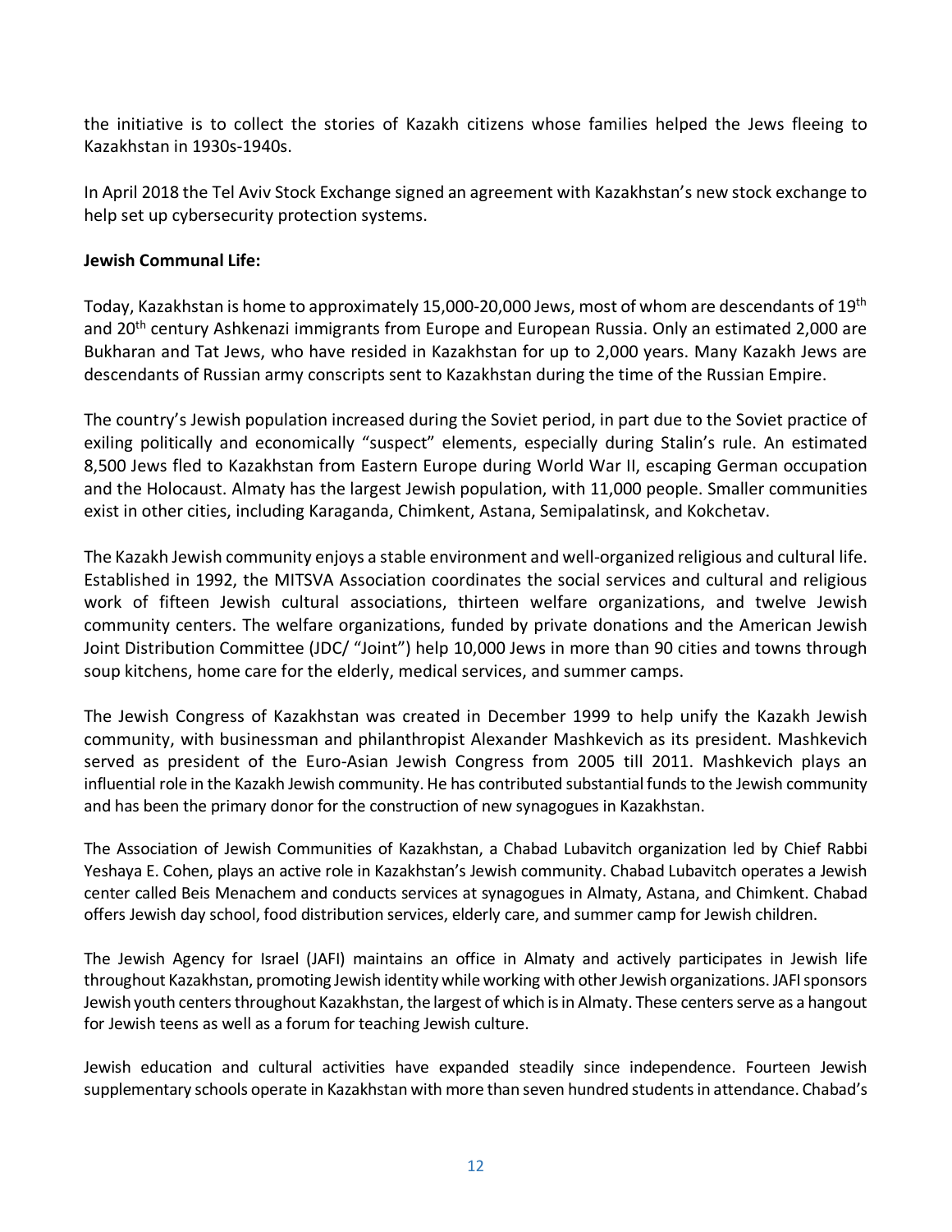the initiative is to collect the stories of Kazakh citizens whose families helped the Jews fleeing to Kazakhstan in 1930s-1940s.

In April 2018 the Tel Aviv Stock Exchange signed an agreement with Kazakhstan's new stock exchange to help set up cybersecurity protection systems.

**Jewish Communal Life:**

Today, Kazakhstan is home to approximately 15,000-20,000 Jews, most of whom are descendants of 19th and 20th century Ashkenazi immigrants from Europe and European Russia. Only an estimated 2,000 are Bukharan and Tat Jews, who have resided in Kazakhstan for up to 2,000 years. Many Kazakh Jews are descendants of Russian army conscripts sent to Kazakhstan during the time of the Russian Empire.

The country's Jewish population increased during the Soviet period, in part due to the Soviet practice of exiling politically and economically "suspect" elements, especially during Stalin's rule. An estimated 8,500 Jews fled to Kazakhstan from Eastern Europe during World War II, escaping German occupation and the Holocaust. Almaty has the largest Jewish population, with 11,000 people. Smaller communities exist in other cities, including Karaganda, Chimkent, Astana, Semipalatinsk, and Kokchetav.

The Kazakh Jewish community enjoys a stable environment and well-organized religious and cultural life. Established in 1992, the MITSVA Association coordinates the social services and cultural and religious work of fifteen Jewish cultural associations, thirteen welfare organizations, and twelve Jewish community centers. The welfare organizations, funded by private donations and the American Jewish Joint Distribution Committee (JDC/ "Joint") help 10,000 Jews in more than 90 cities and towns through soup kitchens, home care for the elderly, medical services, and summer camps.

The Jewish Congress of Kazakhstan was created in December 1999 to help unify the Kazakh Jewish community, with businessman and philanthropist Alexander Mashkevich as its president. Mashkevich served as president of the Euro-Asian Jewish Congress from 2005 till 2011. Mashkevich plays an influential role in the Kazakh Jewish community. He has contributed substantial funds to the Jewish community and has been the primary donor for the construction of new synagogues in Kazakhstan.

The Association of Jewish Communities of Kazakhstan, a Chabad Lubavitch organization led by Chief Rabbi Yeshaya E. Cohen, plays an active role in Kazakhstan's Jewish community. Chabad Lubavitch operates a Jewish center called Beis Menachem and conducts services at synagogues in Almaty, Astana, and Chimkent. Chabad offers Jewish day school, food distribution services, elderly care, and summer camp for Jewish children.

The Jewish Agency for Israel (JAFI) maintains an office in Almaty and actively participates in Jewish life throughout Kazakhstan, promoting Jewish identity while working with other Jewish organizations. JAFI sponsors Jewish youth centers throughout Kazakhstan, the largest of which is in Almaty. These centers serve as a hangout for Jewish teens as well as a forum for teaching Jewish culture.

Jewish education and cultural activities have expanded steadily since independence. Fourteen Jewish supplementary schools operate in Kazakhstan with more than seven hundred students in attendance. Chabad's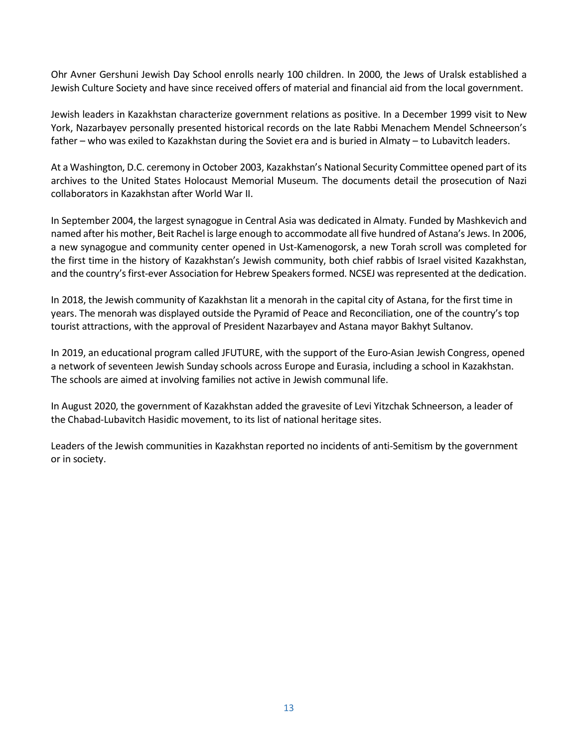Ohr Avner Gershuni Jewish Day School enrolls nearly 100 children. In 2000, the Jews of Uralsk established a Jewish Culture Society and have since received offers of material and financial aid from the local government.

Jewish leaders in Kazakhstan characterize government relations as positive. In a December 1999 visit to New York, Nazarbayev personally presented historical records on the late Rabbi Menachem Mendel Schneerson's father – who was exiled to Kazakhstan during the Soviet era and is buried in Almaty – to Lubavitch leaders.

At a Washington, D.C. ceremony in October 2003, Kazakhstan's National Security Committee opened part of its archives to the United States Holocaust Memorial Museum. The documents detail the prosecution of Nazi collaborators in Kazakhstan after World War II.

In September 2004, the largest synagogue in Central Asia was dedicated in Almaty. Funded by Mashkevich and named after his mother, Beit Rachel is large enough to accommodate all five hundred of Astana's Jews. In 2006, a new synagogue and community center opened in Ust-Kamenogorsk, a new Torah scroll was completed for the first time in the history of Kazakhstan's Jewish community, both chief rabbis of Israel visited Kazakhstan, and the country's first-ever Association for Hebrew Speakers formed. NCSEJ was represented at the dedication.

In 2018, the Jewish community of Kazakhstan lit a menorah in the capital city of Astana, for the first time in years. The menorah was displayed outside the Pyramid of Peace and Reconciliation, one of the country's top tourist attractions, with the approval of President Nazarbayev and Astana mayor Bakhyt Sultanov.

In 2019, an educational program called JFUTURE, with the support of the Euro-Asian Jewish Congress, opened a network of seventeen Jewish Sunday schools across Europe and Eurasia, including a school in Kazakhstan. The schools are aimed at involving families not active in Jewish communal life.

In August 2020, the government of Kazakhstan added the gravesite of Levi Yitzchak Schneerson, a leader of the Chabad-Lubavitch Hasidic movement, to its list of national heritage sites.

Leaders of the Jewish communities in Kazakhstan reported no incidents of anti-Semitism by the government or in society.